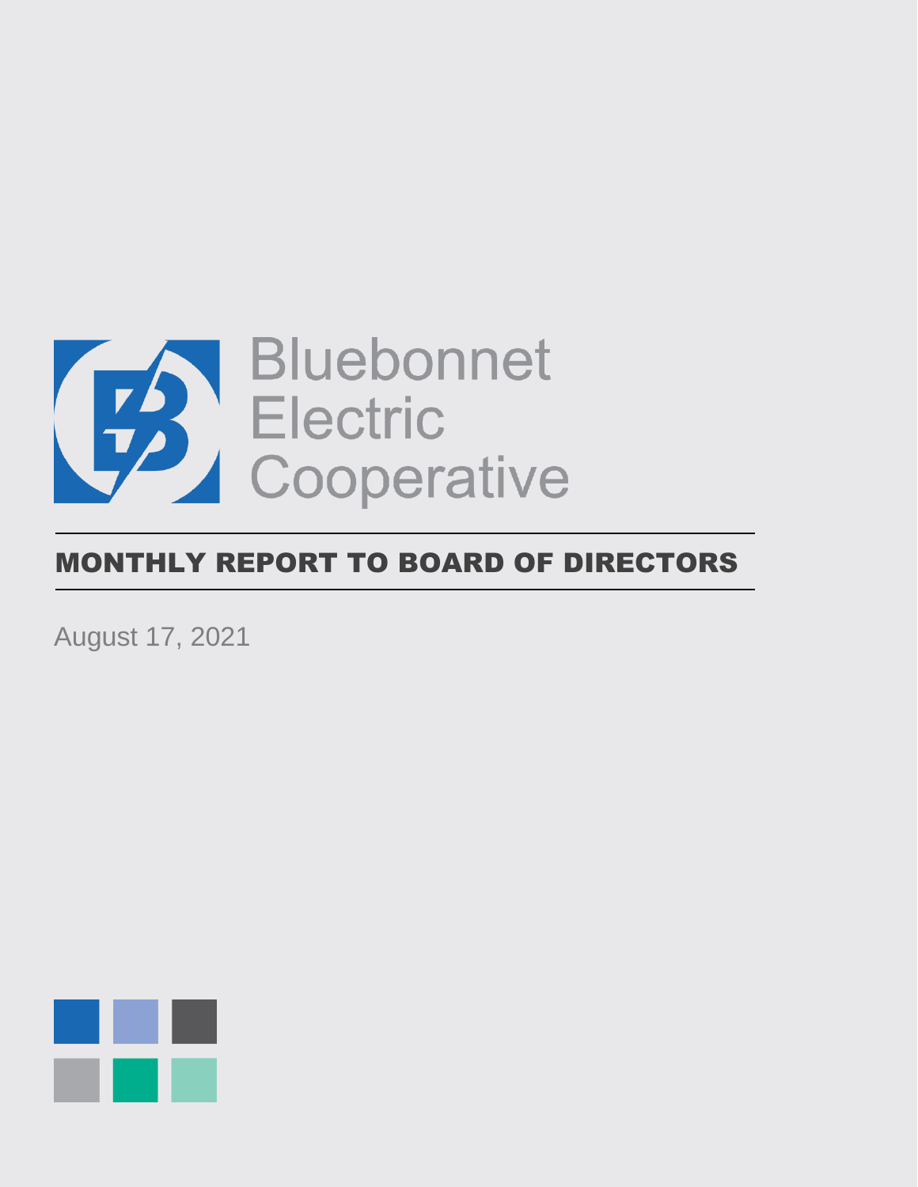Bluebonnet Electric Cooperative

# MONTHLY REPORT TO BOARD OF DIRECTORS

August 17, 2021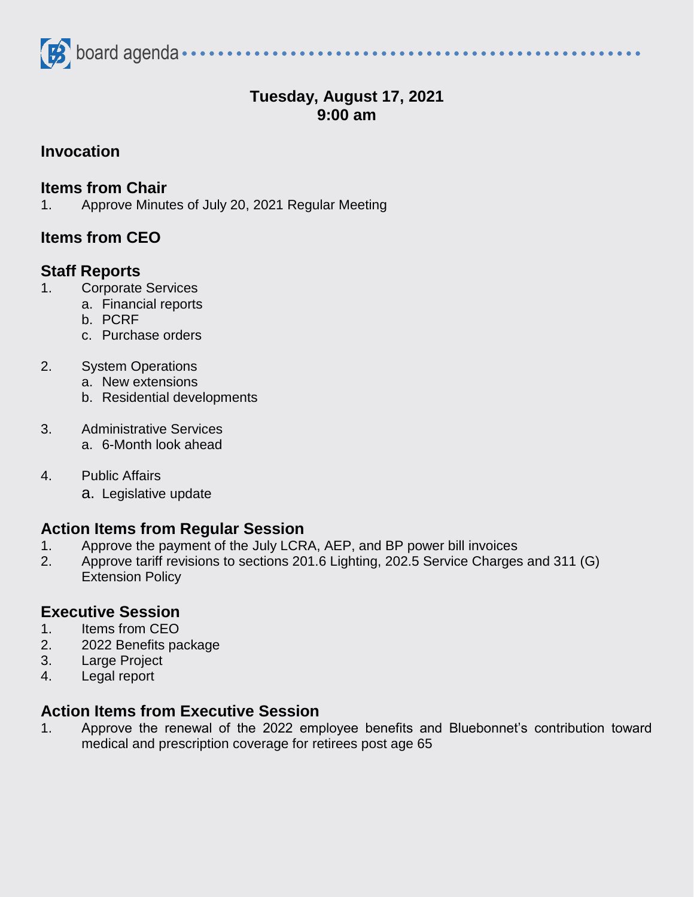board agenda

**Tuesday, August 17, 2021**
**9:00 am**

## Invocation

## Items from Chair

1. Approve Minutes of July 20, 2021 Regular Meeting

## Items from CEO

## Staff Reports

1. Corporate Services
   a. Financial reports
   b. PCRF
   c. Purchase orders

2. System Operations
   a. New extensions
   b. Residential developments

3. Administrative Services
   a. 6-Month look ahead

4. Public Affairs
   a. Legislative update

## Action Items from Regular Session

1. Approve the payment of the July LCRA, AEP, and BP power bill invoices
2. Approve tariff revisions to sections 201.6 Lighting, 202.5 Service Charges and 311 (G) Extension Policy

## Executive Session

1. Items from CEO
2. 2022 Benefits package
3. Large Project
4. Legal report

## Action Items from Executive Session

1. Approve the renewal of the 2022 employee benefits and Bluebonnet's contribution toward medical and prescription coverage for retirees post age 65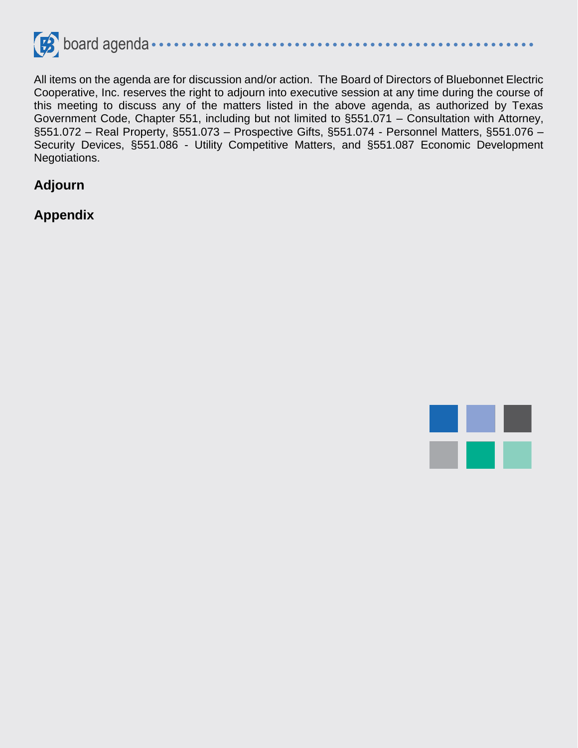All items on the agenda are for discussion and/or action. The Board of Directors of Bluebonnet Electric Cooperative, Inc. reserves the right to adjourn into executive session at any time during the course of this meeting to discuss any of the matters listed in the above agenda, as authorized by Texas Government Code, Chapter 551, including but not limited to §551.071 – Consultation with Attorney, §551.072 – Real Property, §551.073 – Prospective Gifts, §551.074 - Personnel Matters, §551.076 – Security Devices, §551.086 - Utility Competitive Matters, and §551.087 Economic Development Negotiations.

## Adjourn

## Appendix